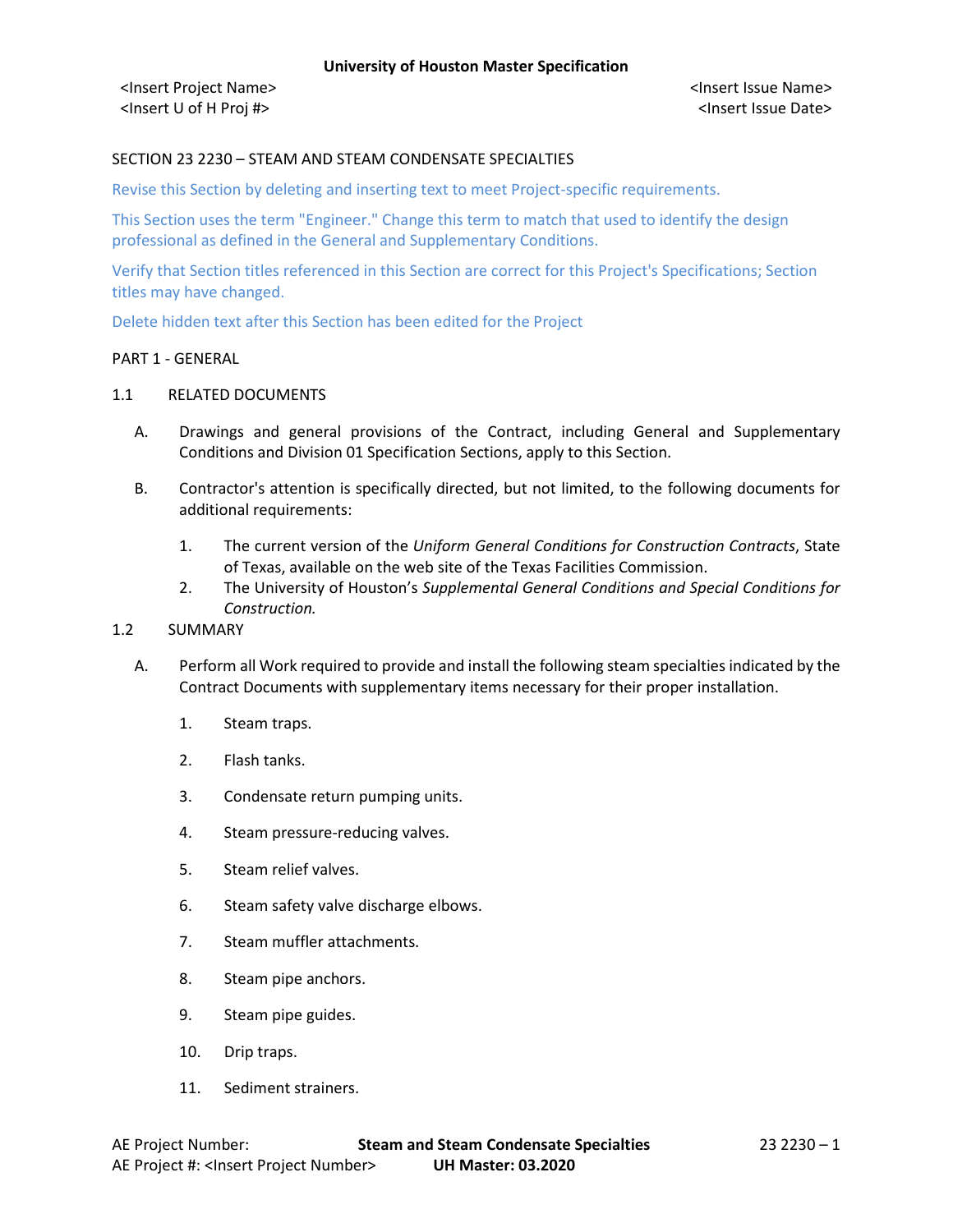**University of Houston Master Specification**

<Insert Project Name> <Insert Issue Name>
<Insert U of H Proj #> <Insert Issue Date>

# SECTION 23 2230 – STEAM AND STEAM CONDENSATE SPECIALTIES

Revise this Section by deleting and inserting text to meet Project-specific requirements.

This Section uses the term "Engineer." Change this term to match that used to identify the design professional as defined in the General and Supplementary Conditions.

Verify that Section titles referenced in this Section are correct for this Project's Specifications; Section titles may have changed.

Delete hidden text after this Section has been edited for the Project

## PART 1 - GENERAL

### 1.1 RELATED DOCUMENTS

A. Drawings and general provisions of the Contract, including General and Supplementary Conditions and Division 01 Specification Sections, apply to this Section.

B. Contractor's attention is specifically directed, but not limited, to the following documents for additional requirements:

1. The current version of the *Uniform General Conditions for Construction Contracts*, State of Texas, available on the web site of the Texas Facilities Commission.
2. The University of Houston's *Supplemental General Conditions and Special Conditions for Construction.*

### 1.2 SUMMARY

A. Perform all Work required to provide and install the following steam specialties indicated by the Contract Documents with supplementary items necessary for their proper installation.

1. Steam traps.
2. Flash tanks.
3. Condensate return pumping units.
4. Steam pressure-reducing valves.
5. Steam relief valves.
6. Steam safety valve discharge elbows.
7. Steam muffler attachments.
8. Steam pipe anchors.
9. Steam pipe guides.
10. Drip traps.
11. Sediment strainers.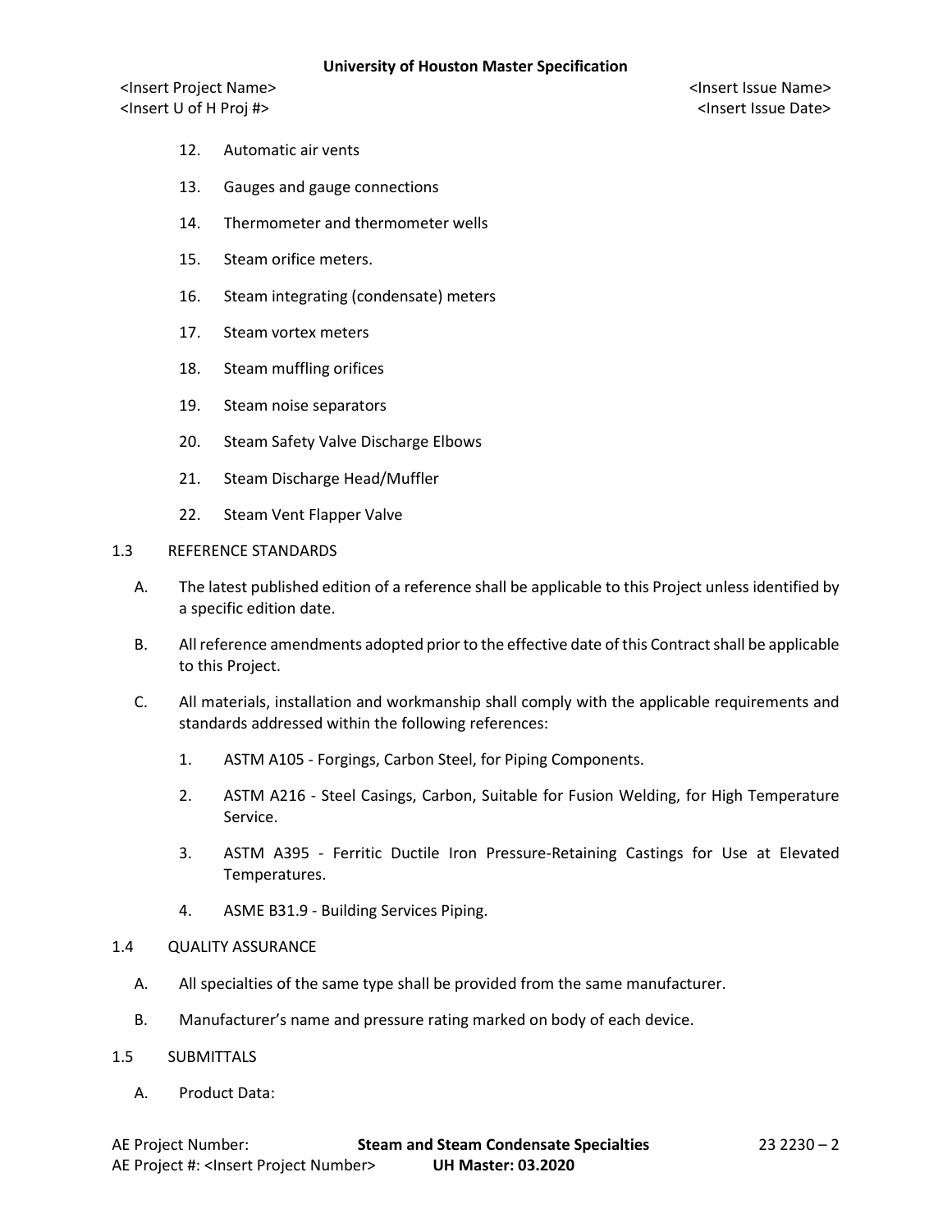12. Automatic air vents
13. Gauges and gauge connections
14. Thermometer and thermometer wells
15. Steam orifice meters.
16. Steam integrating (condensate) meters
17. Steam vortex meters
18. Steam muffling orifices
19. Steam noise separators
20. Steam Safety Valve Discharge Elbows
21. Steam Discharge Head/Muffler
22. Steam Vent Flapper Valve

## 1.3 REFERENCE STANDARDS

A. The latest published edition of a reference shall be applicable to this Project unless identified by a specific edition date.

B. All reference amendments adopted prior to the effective date of this Contract shall be applicable to this Project.

C. All materials, installation and workmanship shall comply with the applicable requirements and standards addressed within the following references:

1. ASTM A105 - Forgings, Carbon Steel, for Piping Components.
2. ASTM A216 - Steel Casings, Carbon, Suitable for Fusion Welding, for High Temperature Service.
3. ASTM A395 - Ferritic Ductile Iron Pressure-Retaining Castings for Use at Elevated Temperatures.
4. ASME B31.9 - Building Services Piping.

## 1.4 QUALITY ASSURANCE

A. All specialties of the same type shall be provided from the same manufacturer.

B. Manufacturer's name and pressure rating marked on body of each device.

## 1.5 SUBMITTALS

A. Product Data: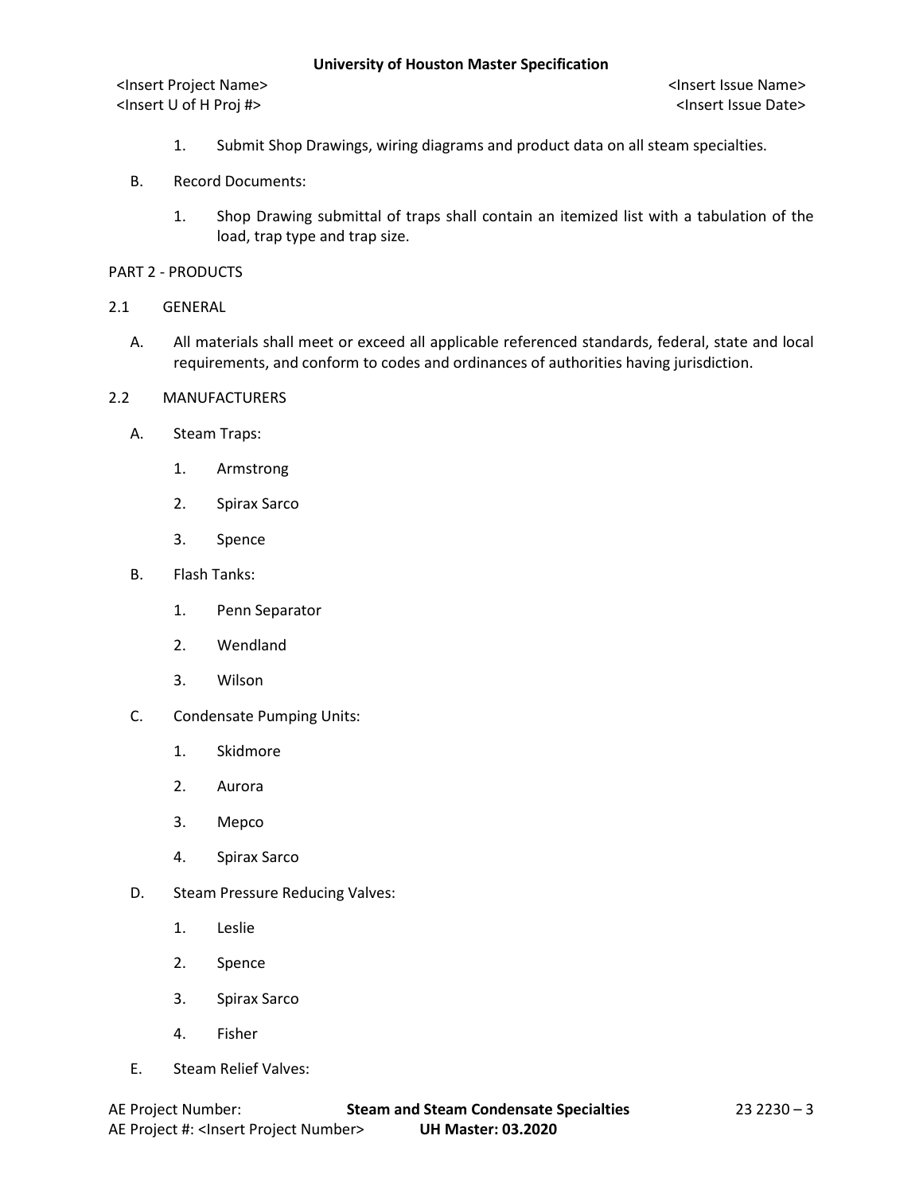1. Submit Shop Drawings, wiring diagrams and product data on all steam specialties.

B. Record Documents:

1. Shop Drawing submittal of traps shall contain an itemized list with a tabulation of the load, trap type and trap size.

## PART 2 - PRODUCTS

### 2.1 GENERAL

A. All materials shall meet or exceed all applicable referenced standards, federal, state and local requirements, and conform to codes and ordinances of authorities having jurisdiction.

### 2.2 MANUFACTURERS

A. Steam Traps:

1. Armstrong
2. Spirax Sarco
3. Spence

B. Flash Tanks:

1. Penn Separator
2. Wendland
3. Wilson

C. Condensate Pumping Units:

1. Skidmore
2. Aurora
3. Mepco
4. Spirax Sarco

D. Steam Pressure Reducing Valves:

1. Leslie
2. Spence
3. Spirax Sarco
4. Fisher

E. Steam Relief Valves: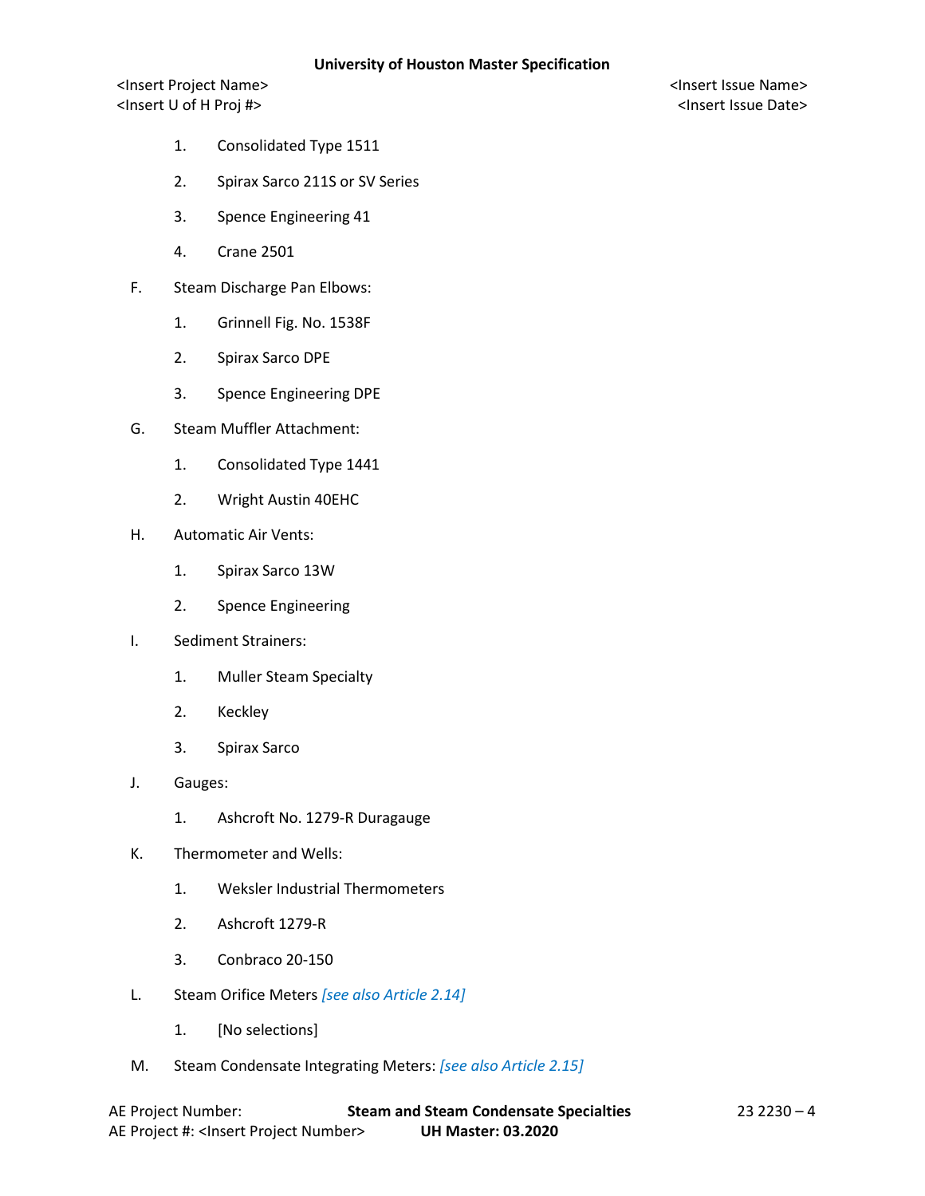1. Consolidated Type 1511

2. Spirax Sarco 211S or SV Series

3. Spence Engineering 41

4. Crane 2501

F. Steam Discharge Pan Elbows:

1. Grinnell Fig. No. 1538F

2. Spirax Sarco DPE

3. Spence Engineering DPE

G. Steam Muffler Attachment:

1. Consolidated Type 1441

2. Wright Austin 40EHC

H. Automatic Air Vents:

1. Spirax Sarco 13W

2. Spence Engineering

I. Sediment Strainers:

1. Muller Steam Specialty

2. Keckley

3. Spirax Sarco

J. Gauges:

1. Ashcroft No. 1279-R Duragauge

K. Thermometer and Wells:

1. Weksler Industrial Thermometers

2. Ashcroft 1279-R

3. Conbraco 20-150

L. Steam Orifice Meters *[see also Article 2.14]*

1. [No selections]

M. Steam Condensate Integrating Meters: *[see also Article 2.15]*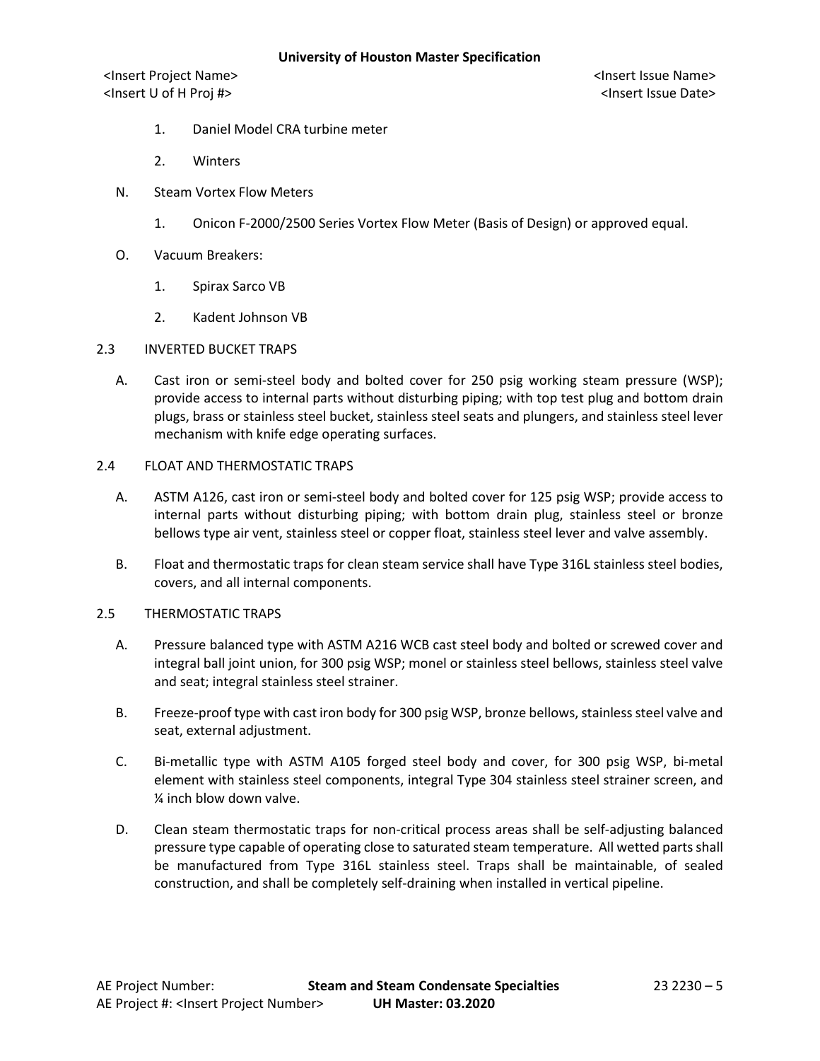1. Daniel Model CRA turbine meter

2. Winters

N. Steam Vortex Flow Meters

1. Onicon F-2000/2500 Series Vortex Flow Meter (Basis of Design) or approved equal.

O. Vacuum Breakers:

1. Spirax Sarco VB

2. Kadent Johnson VB

## 2.3 INVERTED BUCKET TRAPS

A. Cast iron or semi-steel body and bolted cover for 250 psig working steam pressure (WSP); provide access to internal parts without disturbing piping; with top test plug and bottom drain plugs, brass or stainless steel bucket, stainless steel seats and plungers, and stainless steel lever mechanism with knife edge operating surfaces.

## 2.4 FLOAT AND THERMOSTATIC TRAPS

A. ASTM A126, cast iron or semi-steel body and bolted cover for 125 psig WSP; provide access to internal parts without disturbing piping; with bottom drain plug, stainless steel or bronze bellows type air vent, stainless steel or copper float, stainless steel lever and valve assembly.

B. Float and thermostatic traps for clean steam service shall have Type 316L stainless steel bodies, covers, and all internal components.

## 2.5 THERMOSTATIC TRAPS

A. Pressure balanced type with ASTM A216 WCB cast steel body and bolted or screwed cover and integral ball joint union, for 300 psig WSP; monel or stainless steel bellows, stainless steel valve and seat; integral stainless steel strainer.

B. Freeze-proof type with cast iron body for 300 psig WSP, bronze bellows, stainless steel valve and seat, external adjustment.

C. Bi-metallic type with ASTM A105 forged steel body and cover, for 300 psig WSP, bi-metal element with stainless steel components, integral Type 304 stainless steel strainer screen, and ¼ inch blow down valve.

D. Clean steam thermostatic traps for non-critical process areas shall be self-adjusting balanced pressure type capable of operating close to saturated steam temperature. All wetted parts shall be manufactured from Type 316L stainless steel. Traps shall be maintainable, of sealed construction, and shall be completely self-draining when installed in vertical pipeline.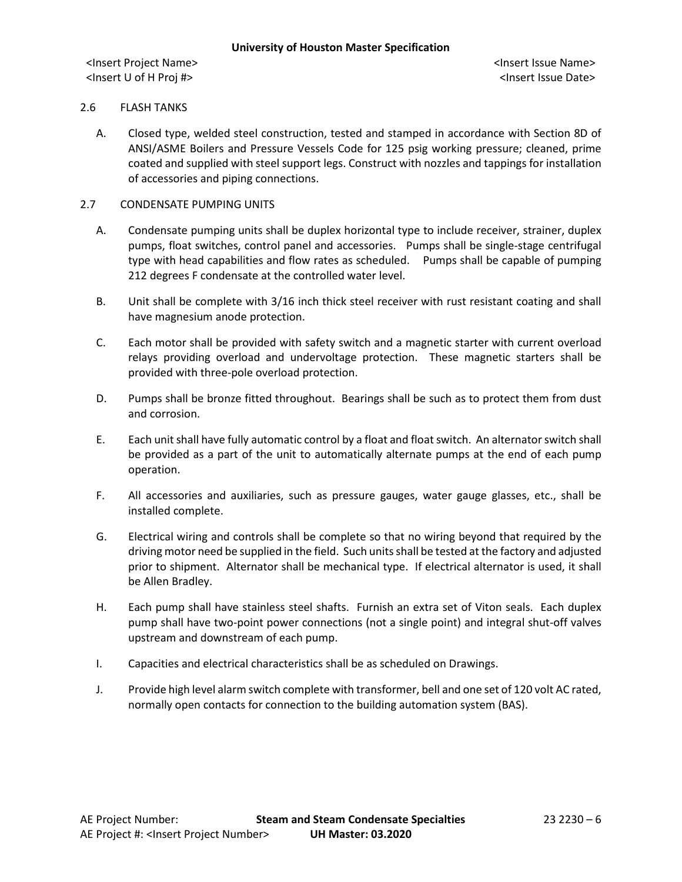## 2.6 FLASH TANKS

A. Closed type, welded steel construction, tested and stamped in accordance with Section 8D of ANSI/ASME Boilers and Pressure Vessels Code for 125 psig working pressure; cleaned, prime coated and supplied with steel support legs. Construct with nozzles and tappings for installation of accessories and piping connections.

## 2.7 CONDENSATE PUMPING UNITS

A. Condensate pumping units shall be duplex horizontal type to include receiver, strainer, duplex pumps, float switches, control panel and accessories. Pumps shall be single-stage centrifugal type with head capabilities and flow rates as scheduled. Pumps shall be capable of pumping 212 degrees F condensate at the controlled water level.

B. Unit shall be complete with 3/16 inch thick steel receiver with rust resistant coating and shall have magnesium anode protection.

C. Each motor shall be provided with safety switch and a magnetic starter with current overload relays providing overload and undervoltage protection. These magnetic starters shall be provided with three-pole overload protection.

D. Pumps shall be bronze fitted throughout. Bearings shall be such as to protect them from dust and corrosion.

E. Each unit shall have fully automatic control by a float and float switch. An alternator switch shall be provided as a part of the unit to automatically alternate pumps at the end of each pump operation.

F. All accessories and auxiliaries, such as pressure gauges, water gauge glasses, etc., shall be installed complete.

G. Electrical wiring and controls shall be complete so that no wiring beyond that required by the driving motor need be supplied in the field. Such units shall be tested at the factory and adjusted prior to shipment. Alternator shall be mechanical type. If electrical alternator is used, it shall be Allen Bradley.

H. Each pump shall have stainless steel shafts. Furnish an extra set of Viton seals. Each duplex pump shall have two-point power connections (not a single point) and integral shut-off valves upstream and downstream of each pump.

I. Capacities and electrical characteristics shall be as scheduled on Drawings.

J. Provide high level alarm switch complete with transformer, bell and one set of 120 volt AC rated, normally open contacts for connection to the building automation system (BAS).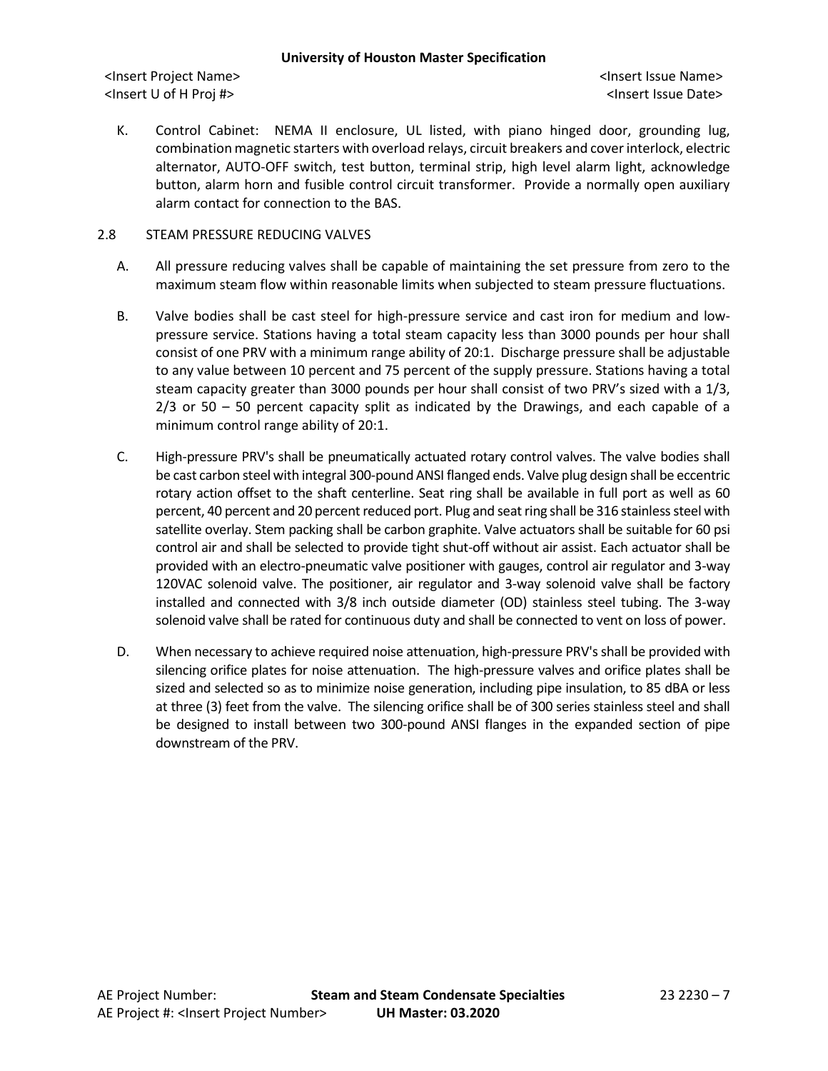K. Control Cabinet: NEMA II enclosure, UL listed, with piano hinged door, grounding lug, combination magnetic starters with overload relays, circuit breakers and cover interlock, electric alternator, AUTO-OFF switch, test button, terminal strip, high level alarm light, acknowledge button, alarm horn and fusible control circuit transformer. Provide a normally open auxiliary alarm contact for connection to the BAS.

## 2.8 STEAM PRESSURE REDUCING VALVES

A. All pressure reducing valves shall be capable of maintaining the set pressure from zero to the maximum steam flow within reasonable limits when subjected to steam pressure fluctuations.

B. Valve bodies shall be cast steel for high-pressure service and cast iron for medium and low-pressure service. Stations having a total steam capacity less than 3000 pounds per hour shall consist of one PRV with a minimum range ability of 20:1. Discharge pressure shall be adjustable to any value between 10 percent and 75 percent of the supply pressure. Stations having a total steam capacity greater than 3000 pounds per hour shall consist of two PRV's sized with a 1/3, 2/3 or 50 – 50 percent capacity split as indicated by the Drawings, and each capable of a minimum control range ability of 20:1.

C. High-pressure PRV's shall be pneumatically actuated rotary control valves. The valve bodies shall be cast carbon steel with integral 300-pound ANSI flanged ends. Valve plug design shall be eccentric rotary action offset to the shaft centerline. Seat ring shall be available in full port as well as 60 percent, 40 percent and 20 percent reduced port. Plug and seat ring shall be 316 stainless steel with satellite overlay. Stem packing shall be carbon graphite. Valve actuators shall be suitable for 60 psi control air and shall be selected to provide tight shut-off without air assist. Each actuator shall be provided with an electro-pneumatic valve positioner with gauges, control air regulator and 3-way 120VAC solenoid valve. The positioner, air regulator and 3-way solenoid valve shall be factory installed and connected with 3/8 inch outside diameter (OD) stainless steel tubing. The 3-way solenoid valve shall be rated for continuous duty and shall be connected to vent on loss of power.

D. When necessary to achieve required noise attenuation, high-pressure PRV's shall be provided with silencing orifice plates for noise attenuation. The high-pressure valves and orifice plates shall be sized and selected so as to minimize noise generation, including pipe insulation, to 85 dBA or less at three (3) feet from the valve. The silencing orifice shall be of 300 series stainless steel and shall be designed to install between two 300-pound ANSI flanges in the expanded section of pipe downstream of the PRV.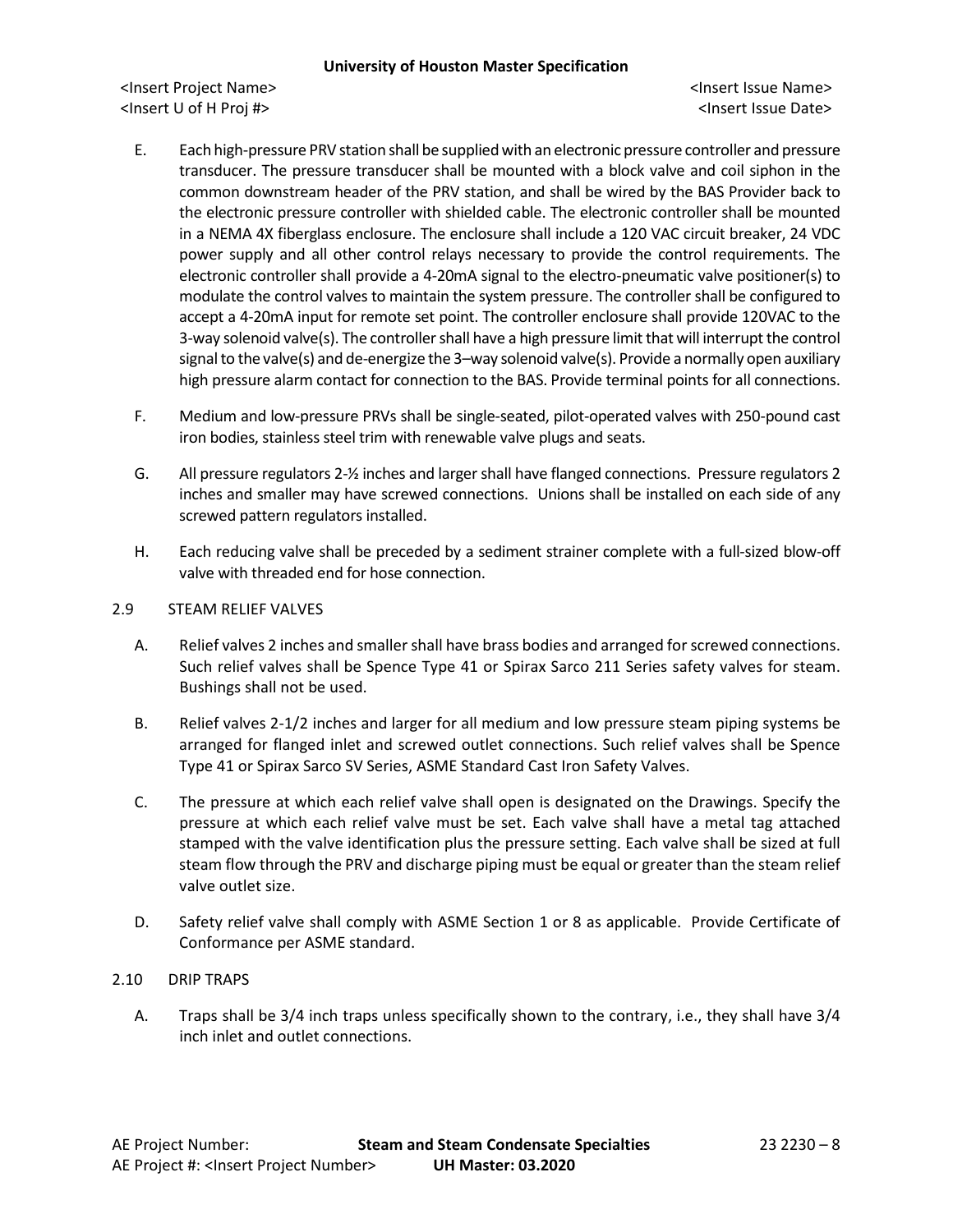E. Each high-pressure PRV station shall be supplied with an electronic pressure controller and pressure transducer. The pressure transducer shall be mounted with a block valve and coil siphon in the common downstream header of the PRV station, and shall be wired by the BAS Provider back to the electronic pressure controller with shielded cable. The electronic controller shall be mounted in a NEMA 4X fiberglass enclosure. The enclosure shall include a 120 VAC circuit breaker, 24 VDC power supply and all other control relays necessary to provide the control requirements. The electronic controller shall provide a 4-20mA signal to the electro-pneumatic valve positioner(s) to modulate the control valves to maintain the system pressure. The controller shall be configured to accept a 4-20mA input for remote set point. The controller enclosure shall provide 120VAC to the 3-way solenoid valve(s). The controller shall have a high pressure limit that will interrupt the control signal to the valve(s) and de-energize the 3–way solenoid valve(s). Provide a normally open auxiliary high pressure alarm contact for connection to the BAS. Provide terminal points for all connections.

F. Medium and low-pressure PRVs shall be single-seated, pilot-operated valves with 250-pound cast iron bodies, stainless steel trim with renewable valve plugs and seats.

G. All pressure regulators 2-½ inches and larger shall have flanged connections. Pressure regulators 2 inches and smaller may have screwed connections. Unions shall be installed on each side of any screwed pattern regulators installed.

H. Each reducing valve shall be preceded by a sediment strainer complete with a full-sized blow-off valve with threaded end for hose connection.

## 2.9 STEAM RELIEF VALVES

A. Relief valves 2 inches and smaller shall have brass bodies and arranged for screwed connections. Such relief valves shall be Spence Type 41 or Spirax Sarco 211 Series safety valves for steam. Bushings shall not be used.

B. Relief valves 2-1/2 inches and larger for all medium and low pressure steam piping systems be arranged for flanged inlet and screwed outlet connections. Such relief valves shall be Spence Type 41 or Spirax Sarco SV Series, ASME Standard Cast Iron Safety Valves.

C. The pressure at which each relief valve shall open is designated on the Drawings. Specify the pressure at which each relief valve must be set. Each valve shall have a metal tag attached stamped with the valve identification plus the pressure setting. Each valve shall be sized at full steam flow through the PRV and discharge piping must be equal or greater than the steam relief valve outlet size.

D. Safety relief valve shall comply with ASME Section 1 or 8 as applicable. Provide Certificate of Conformance per ASME standard.

## 2.10 DRIP TRAPS

A. Traps shall be 3/4 inch traps unless specifically shown to the contrary, i.e., they shall have 3/4 inch inlet and outlet connections.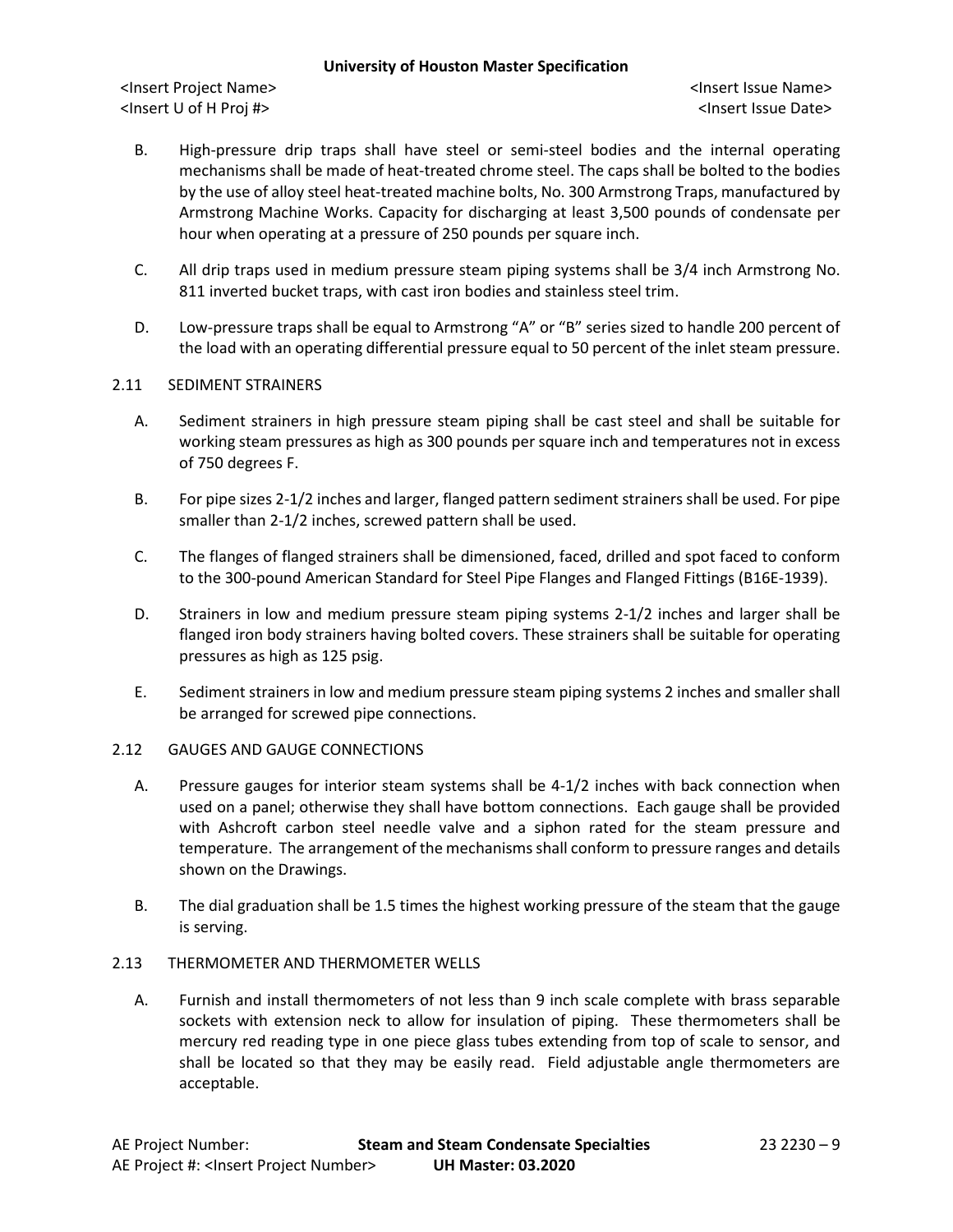B. High-pressure drip traps shall have steel or semi-steel bodies and the internal operating mechanisms shall be made of heat-treated chrome steel. The caps shall be bolted to the bodies by the use of alloy steel heat-treated machine bolts, No. 300 Armstrong Traps, manufactured by Armstrong Machine Works. Capacity for discharging at least 3,500 pounds of condensate per hour when operating at a pressure of 250 pounds per square inch.

C. All drip traps used in medium pressure steam piping systems shall be 3/4 inch Armstrong No. 811 inverted bucket traps, with cast iron bodies and stainless steel trim.

D. Low-pressure traps shall be equal to Armstrong "A" or "B" series sized to handle 200 percent of the load with an operating differential pressure equal to 50 percent of the inlet steam pressure.

## 2.11 SEDIMENT STRAINERS

A. Sediment strainers in high pressure steam piping shall be cast steel and shall be suitable for working steam pressures as high as 300 pounds per square inch and temperatures not in excess of 750 degrees F.

B. For pipe sizes 2-1/2 inches and larger, flanged pattern sediment strainers shall be used. For pipe smaller than 2-1/2 inches, screwed pattern shall be used.

C. The flanges of flanged strainers shall be dimensioned, faced, drilled and spot faced to conform to the 300-pound American Standard for Steel Pipe Flanges and Flanged Fittings (B16E-1939).

D. Strainers in low and medium pressure steam piping systems 2-1/2 inches and larger shall be flanged iron body strainers having bolted covers. These strainers shall be suitable for operating pressures as high as 125 psig.

E. Sediment strainers in low and medium pressure steam piping systems 2 inches and smaller shall be arranged for screwed pipe connections.

## 2.12 GAUGES AND GAUGE CONNECTIONS

A. Pressure gauges for interior steam systems shall be 4-1/2 inches with back connection when used on a panel; otherwise they shall have bottom connections. Each gauge shall be provided with Ashcroft carbon steel needle valve and a siphon rated for the steam pressure and temperature. The arrangement of the mechanisms shall conform to pressure ranges and details shown on the Drawings.

B. The dial graduation shall be 1.5 times the highest working pressure of the steam that the gauge is serving.

## 2.13 THERMOMETER AND THERMOMETER WELLS

A. Furnish and install thermometers of not less than 9 inch scale complete with brass separable sockets with extension neck to allow for insulation of piping. These thermometers shall be mercury red reading type in one piece glass tubes extending from top of scale to sensor, and shall be located so that they may be easily read. Field adjustable angle thermometers are acceptable.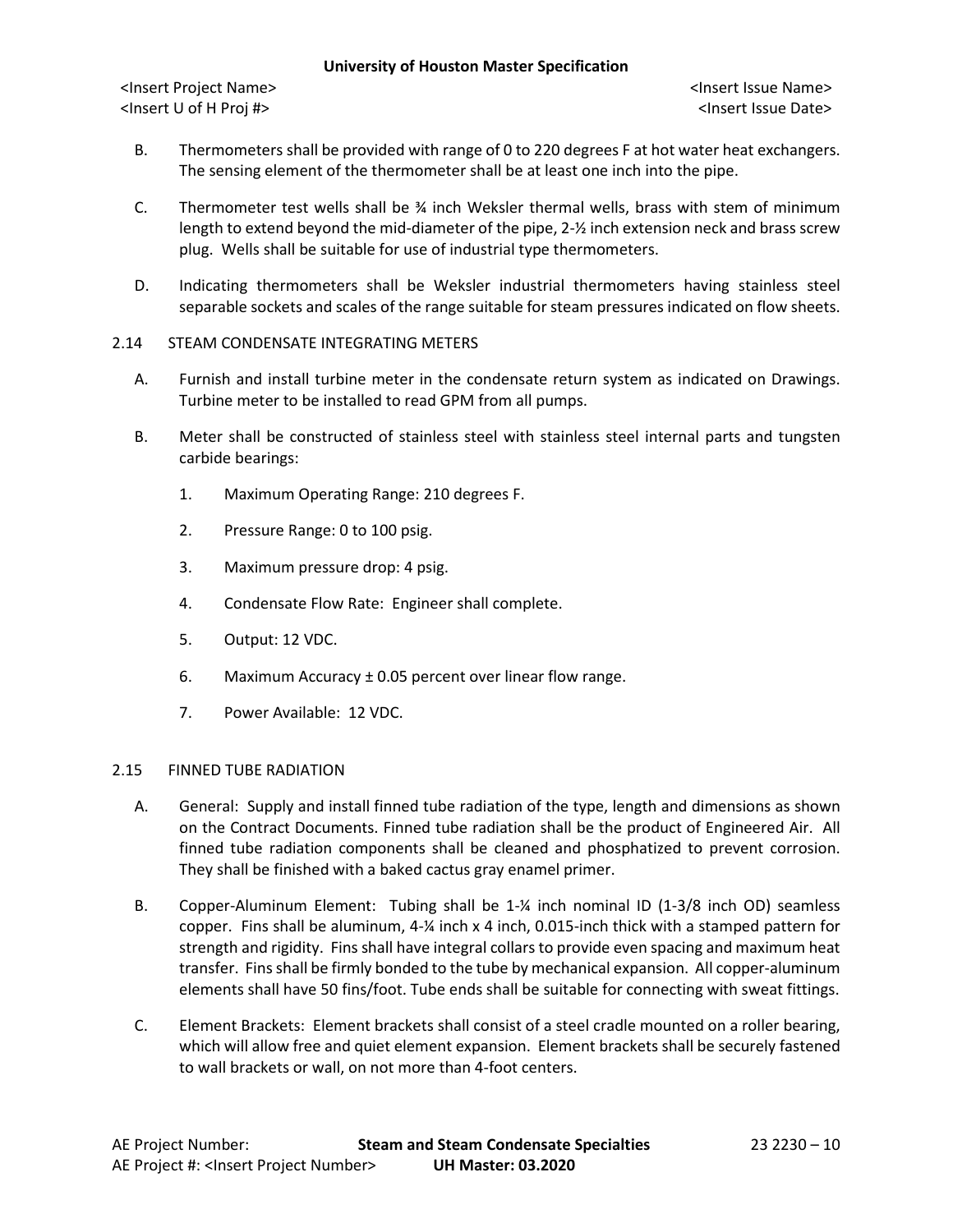B. Thermometers shall be provided with range of 0 to 220 degrees F at hot water heat exchangers. The sensing element of the thermometer shall be at least one inch into the pipe.

C. Thermometer test wells shall be ¾ inch Weksler thermal wells, brass with stem of minimum length to extend beyond the mid-diameter of the pipe, 2-½ inch extension neck and brass screw plug. Wells shall be suitable for use of industrial type thermometers.

D. Indicating thermometers shall be Weksler industrial thermometers having stainless steel separable sockets and scales of the range suitable for steam pressures indicated on flow sheets.

## 2.14 STEAM CONDENSATE INTEGRATING METERS

A. Furnish and install turbine meter in the condensate return system as indicated on Drawings. Turbine meter to be installed to read GPM from all pumps.

B. Meter shall be constructed of stainless steel with stainless steel internal parts and tungsten carbide bearings:

1. Maximum Operating Range: 210 degrees F.
2. Pressure Range: 0 to 100 psig.
3. Maximum pressure drop: 4 psig.
4. Condensate Flow Rate: Engineer shall complete.
5. Output: 12 VDC.
6. Maximum Accuracy ± 0.05 percent over linear flow range.
7. Power Available: 12 VDC.

## 2.15 FINNED TUBE RADIATION

A. General: Supply and install finned tube radiation of the type, length and dimensions as shown on the Contract Documents. Finned tube radiation shall be the product of Engineered Air. All finned tube radiation components shall be cleaned and phosphatized to prevent corrosion. They shall be finished with a baked cactus gray enamel primer.

B. Copper-Aluminum Element: Tubing shall be 1-¼ inch nominal ID (1-3/8 inch OD) seamless copper. Fins shall be aluminum, 4-¼ inch x 4 inch, 0.015-inch thick with a stamped pattern for strength and rigidity. Fins shall have integral collars to provide even spacing and maximum heat transfer. Fins shall be firmly bonded to the tube by mechanical expansion. All copper-aluminum elements shall have 50 fins/foot. Tube ends shall be suitable for connecting with sweat fittings.

C. Element Brackets: Element brackets shall consist of a steel cradle mounted on a roller bearing, which will allow free and quiet element expansion. Element brackets shall be securely fastened to wall brackets or wall, on not more than 4-foot centers.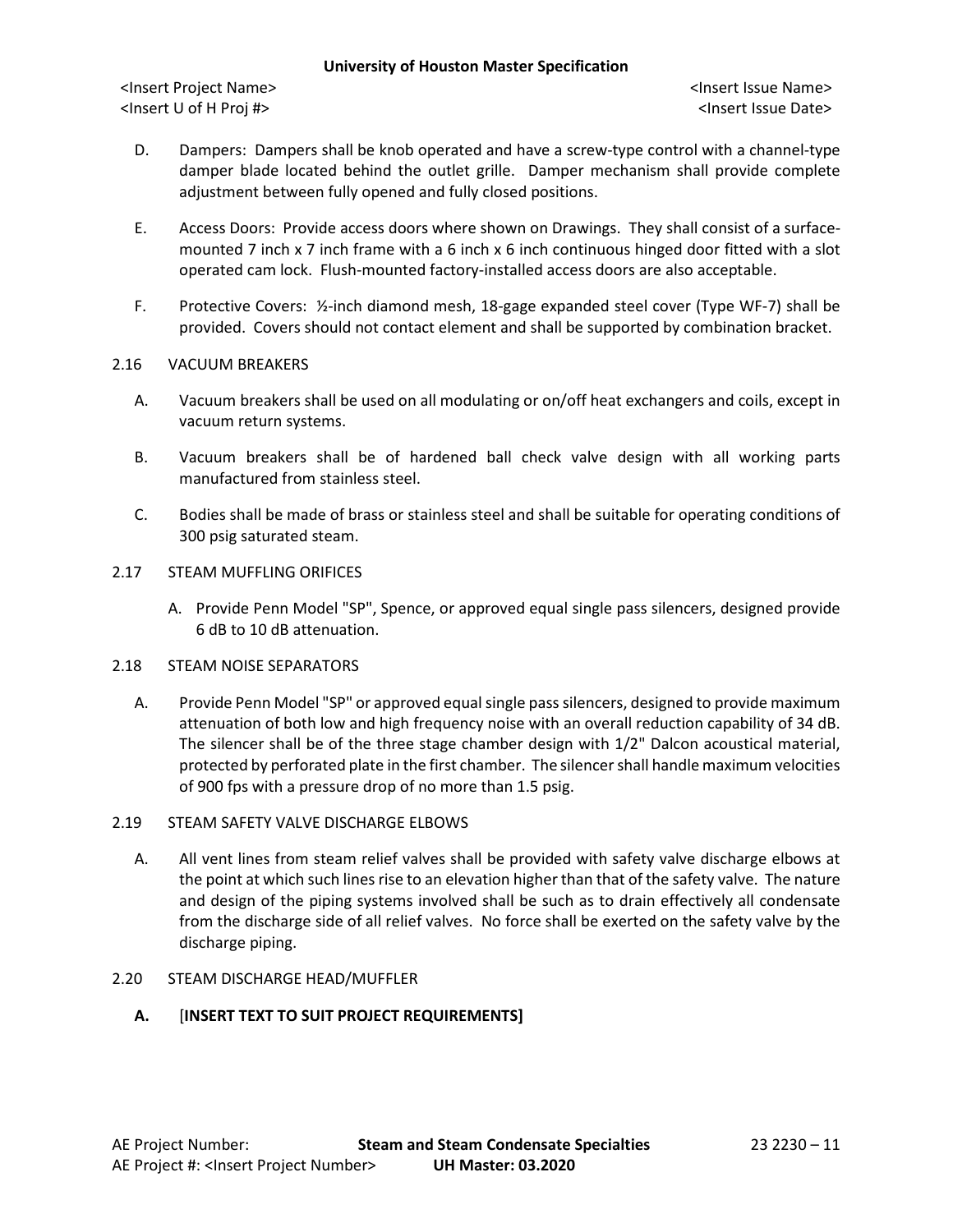D. Dampers: Dampers shall be knob operated and have a screw-type control with a channel-type damper blade located behind the outlet grille. Damper mechanism shall provide complete adjustment between fully opened and fully closed positions.

E. Access Doors: Provide access doors where shown on Drawings. They shall consist of a surface-mounted 7 inch x 7 inch frame with a 6 inch x 6 inch continuous hinged door fitted with a slot operated cam lock. Flush-mounted factory-installed access doors are also acceptable.

F. Protective Covers: ½-inch diamond mesh, 18-gage expanded steel cover (Type WF-7) shall be provided. Covers should not contact element and shall be supported by combination bracket.

## 2.16 VACUUM BREAKERS

A. Vacuum breakers shall be used on all modulating or on/off heat exchangers and coils, except in vacuum return systems.

B. Vacuum breakers shall be of hardened ball check valve design with all working parts manufactured from stainless steel.

C. Bodies shall be made of brass or stainless steel and shall be suitable for operating conditions of 300 psig saturated steam.

## 2.17 STEAM MUFFLING ORIFICES

A. Provide Penn Model "SP", Spence, or approved equal single pass silencers, designed provide 6 dB to 10 dB attenuation.

## 2.18 STEAM NOISE SEPARATORS

A. Provide Penn Model "SP" or approved equal single pass silencers, designed to provide maximum attenuation of both low and high frequency noise with an overall reduction capability of 34 dB. The silencer shall be of the three stage chamber design with 1/2" Dalcon acoustical material, protected by perforated plate in the first chamber. The silencer shall handle maximum velocities of 900 fps with a pressure drop of no more than 1.5 psig.

## 2.19 STEAM SAFETY VALVE DISCHARGE ELBOWS

A. All vent lines from steam relief valves shall be provided with safety valve discharge elbows at the point at which such lines rise to an elevation higher than that of the safety valve. The nature and design of the piping systems involved shall be such as to drain effectively all condensate from the discharge side of all relief valves. No force shall be exerted on the safety valve by the discharge piping.

## 2.20 STEAM DISCHARGE HEAD/MUFFLER

**A.** [**INSERT TEXT TO SUIT PROJECT REQUIREMENTS]**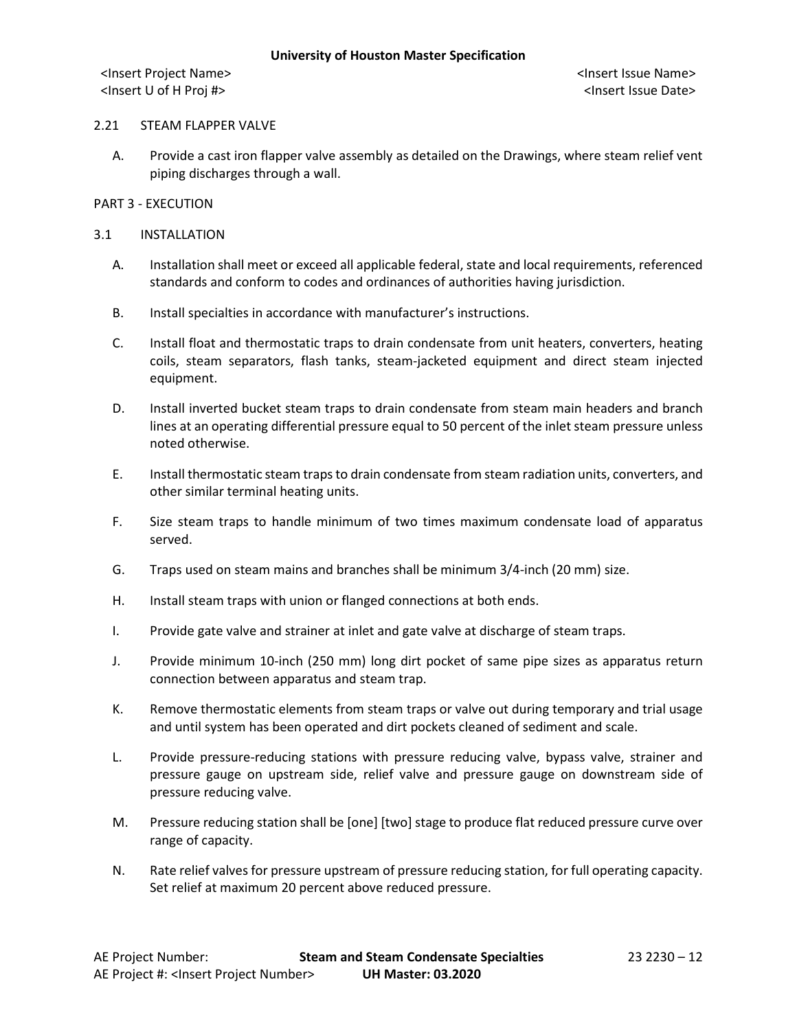### 2.21 STEAM FLAPPER VALVE

A. Provide a cast iron flapper valve assembly as detailed on the Drawings, where steam relief vent piping discharges through a wall.

## PART 3 - EXECUTION

### 3.1 INSTALLATION

A. Installation shall meet or exceed all applicable federal, state and local requirements, referenced standards and conform to codes and ordinances of authorities having jurisdiction.

B. Install specialties in accordance with manufacturer's instructions.

C. Install float and thermostatic traps to drain condensate from unit heaters, converters, heating coils, steam separators, flash tanks, steam-jacketed equipment and direct steam injected equipment.

D. Install inverted bucket steam traps to drain condensate from steam main headers and branch lines at an operating differential pressure equal to 50 percent of the inlet steam pressure unless noted otherwise.

E. Install thermostatic steam traps to drain condensate from steam radiation units, converters, and other similar terminal heating units.

F. Size steam traps to handle minimum of two times maximum condensate load of apparatus served.

G. Traps used on steam mains and branches shall be minimum 3/4-inch (20 mm) size.

H. Install steam traps with union or flanged connections at both ends.

I. Provide gate valve and strainer at inlet and gate valve at discharge of steam traps.

J. Provide minimum 10-inch (250 mm) long dirt pocket of same pipe sizes as apparatus return connection between apparatus and steam trap.

K. Remove thermostatic elements from steam traps or valve out during temporary and trial usage and until system has been operated and dirt pockets cleaned of sediment and scale.

L. Provide pressure-reducing stations with pressure reducing valve, bypass valve, strainer and pressure gauge on upstream side, relief valve and pressure gauge on downstream side of pressure reducing valve.

M. Pressure reducing station shall be [one] [two] stage to produce flat reduced pressure curve over range of capacity.

N. Rate relief valves for pressure upstream of pressure reducing station, for full operating capacity. Set relief at maximum 20 percent above reduced pressure.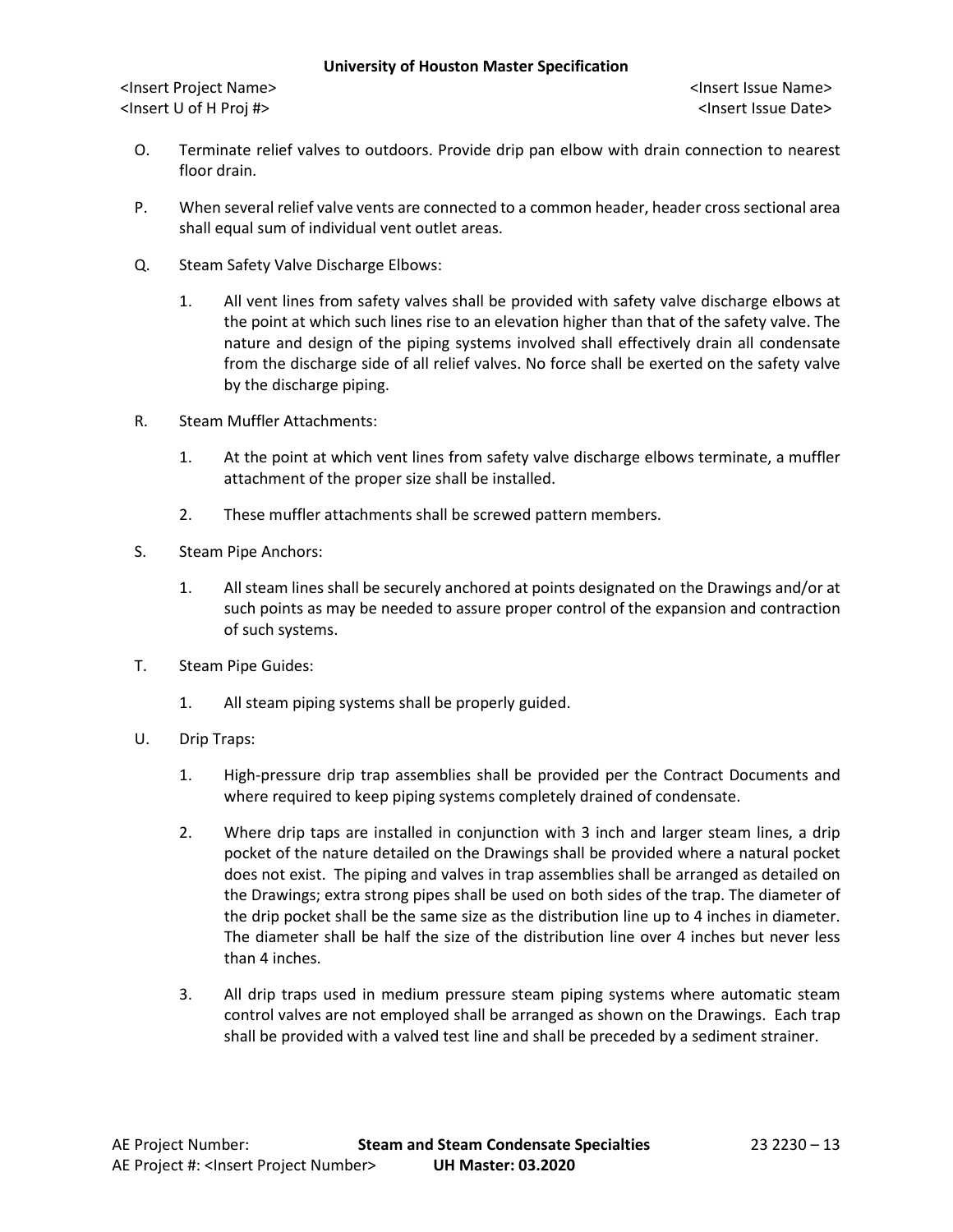O. Terminate relief valves to outdoors. Provide drip pan elbow with drain connection to nearest floor drain.

P. When several relief valve vents are connected to a common header, header cross sectional area shall equal sum of individual vent outlet areas.

Q. Steam Safety Valve Discharge Elbows:

1. All vent lines from safety valves shall be provided with safety valve discharge elbows at the point at which such lines rise to an elevation higher than that of the safety valve. The nature and design of the piping systems involved shall effectively drain all condensate from the discharge side of all relief valves. No force shall be exerted on the safety valve by the discharge piping.

R. Steam Muffler Attachments:

1. At the point at which vent lines from safety valve discharge elbows terminate, a muffler attachment of the proper size shall be installed.

2. These muffler attachments shall be screwed pattern members.

S. Steam Pipe Anchors:

1. All steam lines shall be securely anchored at points designated on the Drawings and/or at such points as may be needed to assure proper control of the expansion and contraction of such systems.

T. Steam Pipe Guides:

1. All steam piping systems shall be properly guided.

U. Drip Traps:

1. High-pressure drip trap assemblies shall be provided per the Contract Documents and where required to keep piping systems completely drained of condensate.

2. Where drip taps are installed in conjunction with 3 inch and larger steam lines, a drip pocket of the nature detailed on the Drawings shall be provided where a natural pocket does not exist. The piping and valves in trap assemblies shall be arranged as detailed on the Drawings; extra strong pipes shall be used on both sides of the trap. The diameter of the drip pocket shall be the same size as the distribution line up to 4 inches in diameter. The diameter shall be half the size of the distribution line over 4 inches but never less than 4 inches.

3. All drip traps used in medium pressure steam piping systems where automatic steam control valves are not employed shall be arranged as shown on the Drawings. Each trap shall be provided with a valved test line and shall be preceded by a sediment strainer.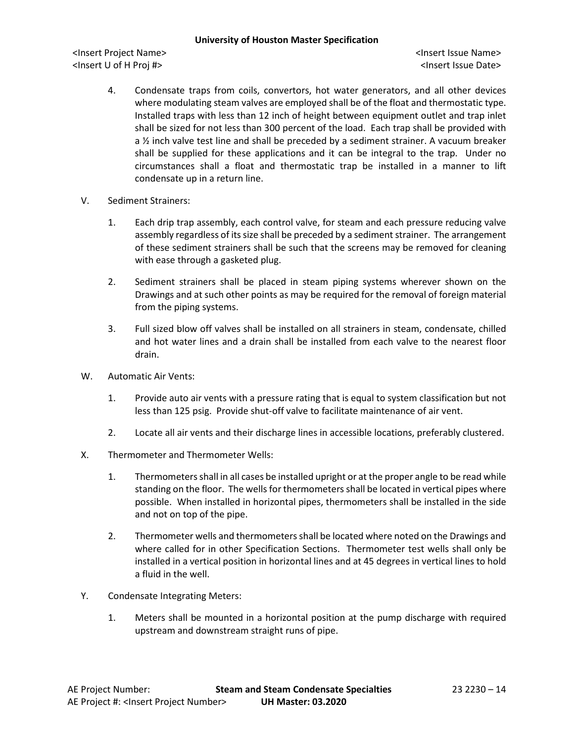4. Condensate traps from coils, convertors, hot water generators, and all other devices where modulating steam valves are employed shall be of the float and thermostatic type. Installed traps with less than 12 inch of height between equipment outlet and trap inlet shall be sized for not less than 300 percent of the load. Each trap shall be provided with a ½ inch valve test line and shall be preceded by a sediment strainer. A vacuum breaker shall be supplied for these applications and it can be integral to the trap. Under no circumstances shall a float and thermostatic trap be installed in a manner to lift condensate up in a return line.

V. Sediment Strainers:

1. Each drip trap assembly, each control valve, for steam and each pressure reducing valve assembly regardless of its size shall be preceded by a sediment strainer. The arrangement of these sediment strainers shall be such that the screens may be removed for cleaning with ease through a gasketed plug.

2. Sediment strainers shall be placed in steam piping systems wherever shown on the Drawings and at such other points as may be required for the removal of foreign material from the piping systems.

3. Full sized blow off valves shall be installed on all strainers in steam, condensate, chilled and hot water lines and a drain shall be installed from each valve to the nearest floor drain.

W. Automatic Air Vents:

1. Provide auto air vents with a pressure rating that is equal to system classification but not less than 125 psig. Provide shut-off valve to facilitate maintenance of air vent.

2. Locate all air vents and their discharge lines in accessible locations, preferably clustered.

X. Thermometer and Thermometer Wells:

1. Thermometers shall in all cases be installed upright or at the proper angle to be read while standing on the floor. The wells for thermometers shall be located in vertical pipes where possible. When installed in horizontal pipes, thermometers shall be installed in the side and not on top of the pipe.

2. Thermometer wells and thermometers shall be located where noted on the Drawings and where called for in other Specification Sections. Thermometer test wells shall only be installed in a vertical position in horizontal lines and at 45 degrees in vertical lines to hold a fluid in the well.

Y. Condensate Integrating Meters:

1. Meters shall be mounted in a horizontal position at the pump discharge with required upstream and downstream straight runs of pipe.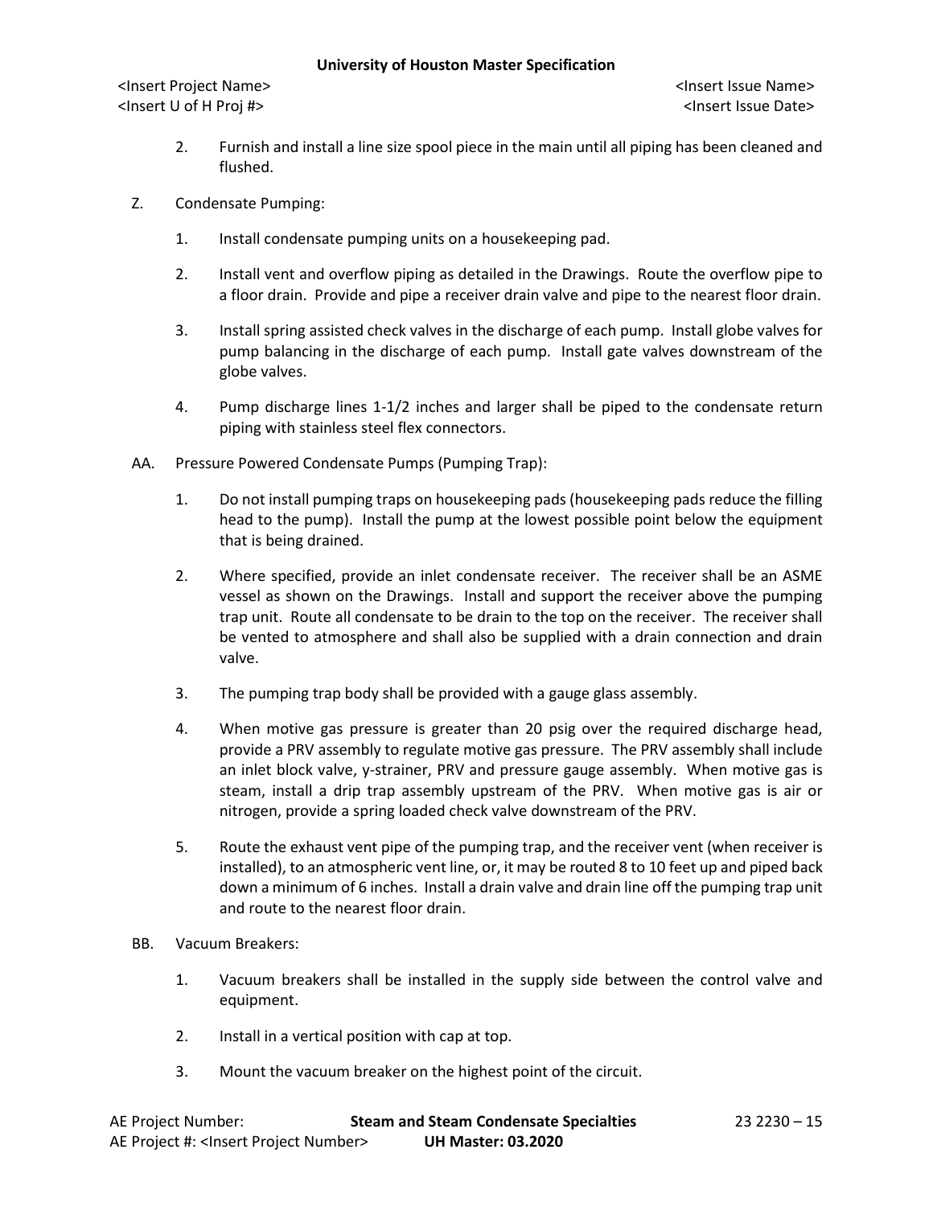2. Furnish and install a line size spool piece in the main until all piping has been cleaned and flushed.

Z. Condensate Pumping:

1. Install condensate pumping units on a housekeeping pad.

2. Install vent and overflow piping as detailed in the Drawings. Route the overflow pipe to a floor drain. Provide and pipe a receiver drain valve and pipe to the nearest floor drain.

3. Install spring assisted check valves in the discharge of each pump. Install globe valves for pump balancing in the discharge of each pump. Install gate valves downstream of the globe valves.

4. Pump discharge lines 1-1/2 inches and larger shall be piped to the condensate return piping with stainless steel flex connectors.

AA. Pressure Powered Condensate Pumps (Pumping Trap):

1. Do not install pumping traps on housekeeping pads (housekeeping pads reduce the filling head to the pump). Install the pump at the lowest possible point below the equipment that is being drained.

2. Where specified, provide an inlet condensate receiver. The receiver shall be an ASME vessel as shown on the Drawings. Install and support the receiver above the pumping trap unit. Route all condensate to be drain to the top on the receiver. The receiver shall be vented to atmosphere and shall also be supplied with a drain connection and drain valve.

3. The pumping trap body shall be provided with a gauge glass assembly.

4. When motive gas pressure is greater than 20 psig over the required discharge head, provide a PRV assembly to regulate motive gas pressure. The PRV assembly shall include an inlet block valve, y-strainer, PRV and pressure gauge assembly. When motive gas is steam, install a drip trap assembly upstream of the PRV. When motive gas is air or nitrogen, provide a spring loaded check valve downstream of the PRV.

5. Route the exhaust vent pipe of the pumping trap, and the receiver vent (when receiver is installed), to an atmospheric vent line, or, it may be routed 8 to 10 feet up and piped back down a minimum of 6 inches. Install a drain valve and drain line off the pumping trap unit and route to the nearest floor drain.

BB. Vacuum Breakers:

1. Vacuum breakers shall be installed in the supply side between the control valve and equipment.

2. Install in a vertical position with cap at top.

3. Mount the vacuum breaker on the highest point of the circuit.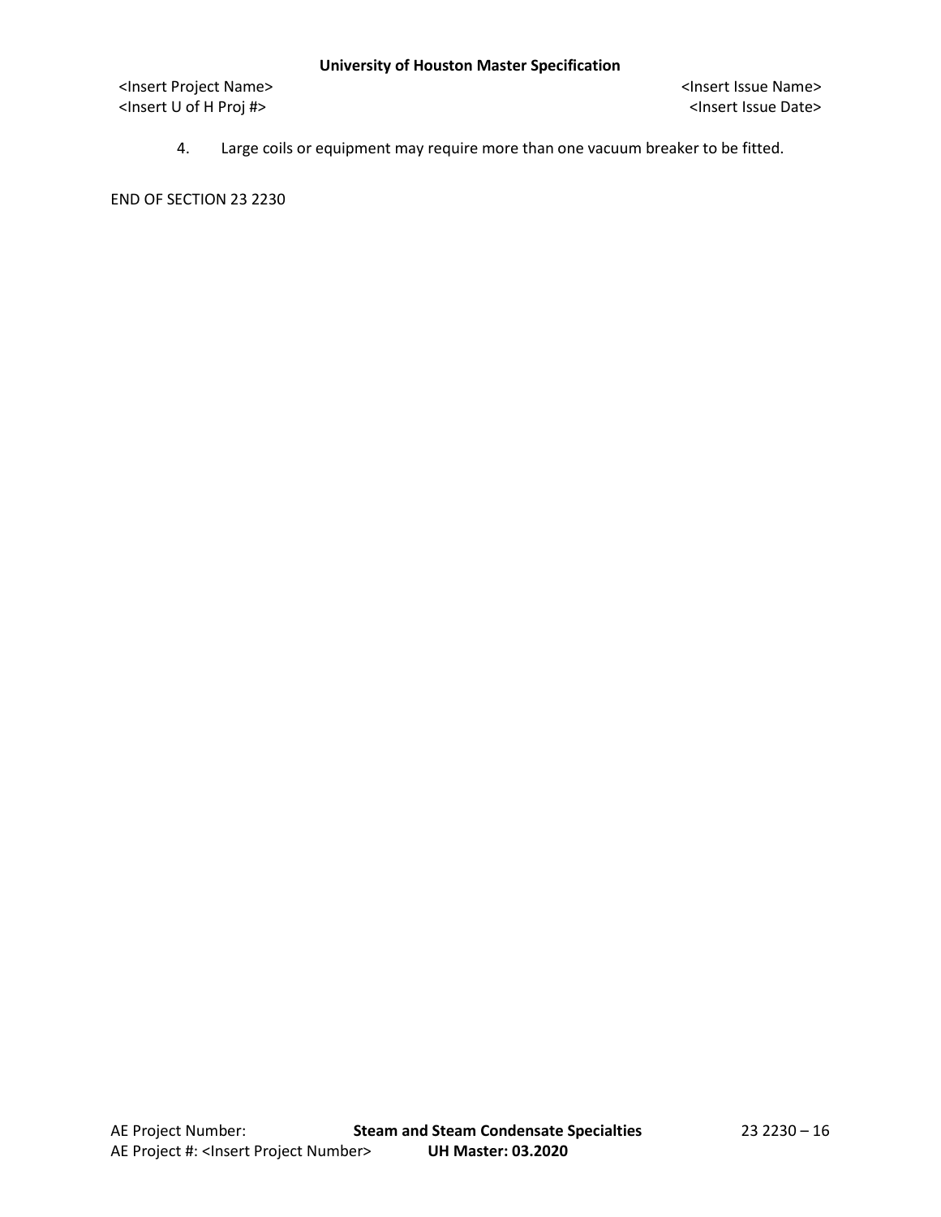4. Large coils or equipment may require more than one vacuum breaker to be fitted.

END OF SECTION 23 2230